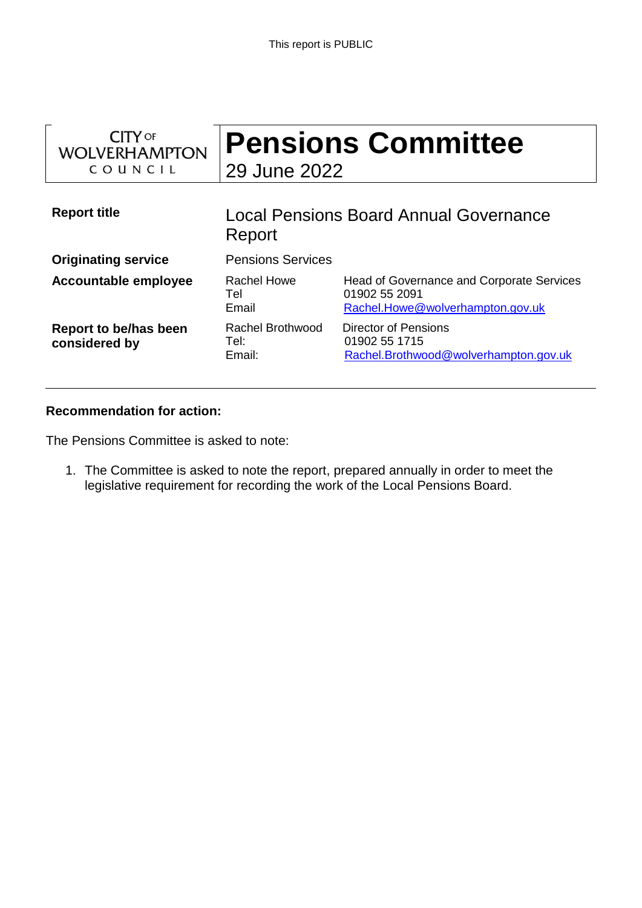This report is PUBLIC

CITY OF WOLVERHAMPTON COUNCIL

# Pensions Committee

29 June 2022

| | | |
|---|---|---|
| **Report title** | Local Pensions Board Annual Governance Report | |
| **Originating service** | Pensions Services | |
| **Accountable employee** | Rachel Howe<br>Tel<br>Email | Head of Governance and Corporate Services<br>01902 55 2091<br>Rachel.Howe@wolverhampton.gov.uk |
| **Report to be/has been considered by** | Rachel Brothwood<br>Tel:<br>Email: | Director of Pensions<br>01902 55 1715<br>Rachel.Brothwood@wolverhampton.gov.uk |

**Recommendation for action:**

The Pensions Committee is asked to note:

1. The Committee is asked to note the report, prepared annually in order to meet the legislative requirement for recording the work of the Local Pensions Board.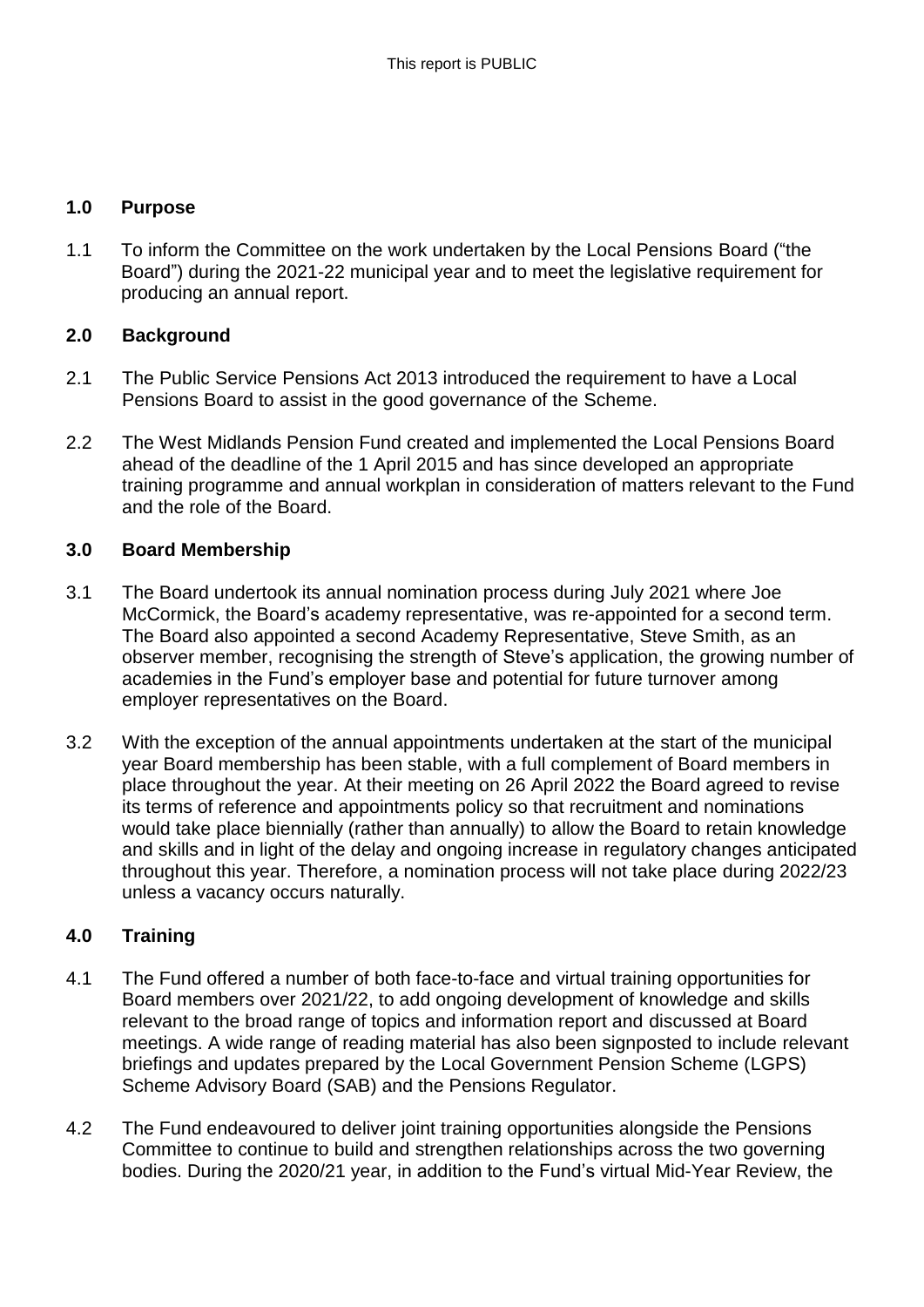## 1.0 Purpose

1.1 To inform the Committee on the work undertaken by the Local Pensions Board ("the Board") during the 2021-22 municipal year and to meet the legislative requirement for producing an annual report.

## 2.0 Background

2.1 The Public Service Pensions Act 2013 introduced the requirement to have a Local Pensions Board to assist in the good governance of the Scheme.

2.2 The West Midlands Pension Fund created and implemented the Local Pensions Board ahead of the deadline of the 1 April 2015 and has since developed an appropriate training programme and annual workplan in consideration of matters relevant to the Fund and the role of the Board.

## 3.0 Board Membership

3.1 The Board undertook its annual nomination process during July 2021 where Joe McCormick, the Board's academy representative, was re-appointed for a second term. The Board also appointed a second Academy Representative, Steve Smith, as an observer member, recognising the strength of Steve's application, the growing number of academies in the Fund's employer base and potential for future turnover among employer representatives on the Board.

3.2 With the exception of the annual appointments undertaken at the start of the municipal year Board membership has been stable, with a full complement of Board members in place throughout the year. At their meeting on 26 April 2022 the Board agreed to revise its terms of reference and appointments policy so that recruitment and nominations would take place biennially (rather than annually) to allow the Board to retain knowledge and skills and in light of the delay and ongoing increase in regulatory changes anticipated throughout this year. Therefore, a nomination process will not take place during 2022/23 unless a vacancy occurs naturally.

## 4.0 Training

4.1 The Fund offered a number of both face-to-face and virtual training opportunities for Board members over 2021/22, to add ongoing development of knowledge and skills relevant to the broad range of topics and information report and discussed at Board meetings. A wide range of reading material has also been signposted to include relevant briefings and updates prepared by the Local Government Pension Scheme (LGPS) Scheme Advisory Board (SAB) and the Pensions Regulator.

4.2 The Fund endeavoured to deliver joint training opportunities alongside the Pensions Committee to continue to build and strengthen relationships across the two governing bodies. During the 2020/21 year, in addition to the Fund's virtual Mid-Year Review, the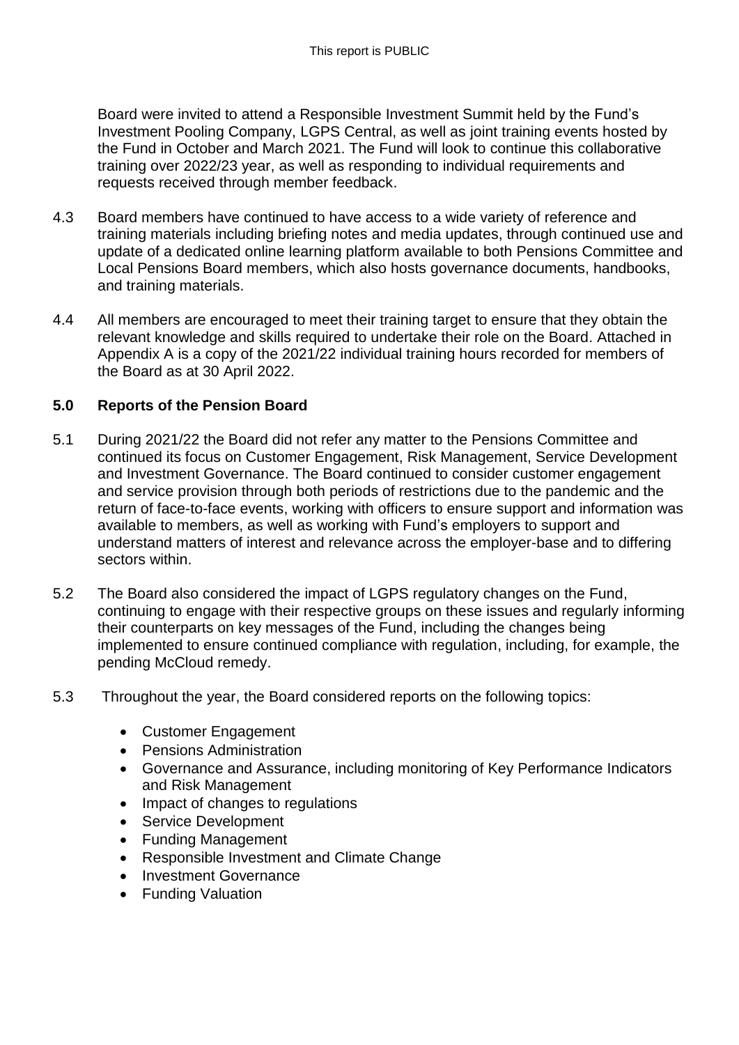Board were invited to attend a Responsible Investment Summit held by the Fund's Investment Pooling Company, LGPS Central, as well as joint training events hosted by the Fund in October and March 2021. The Fund will look to continue this collaborative training over 2022/23 year, as well as responding to individual requirements and requests received through member feedback.

4.3 Board members have continued to have access to a wide variety of reference and training materials including briefing notes and media updates, through continued use and update of a dedicated online learning platform available to both Pensions Committee and Local Pensions Board members, which also hosts governance documents, handbooks, and training materials.

4.4 All members are encouraged to meet their training target to ensure that they obtain the relevant knowledge and skills required to undertake their role on the Board. Attached in Appendix A is a copy of the 2021/22 individual training hours recorded for members of the Board as at 30 April 2022.

## 5.0 Reports of the Pension Board

5.1 During 2021/22 the Board did not refer any matter to the Pensions Committee and continued its focus on Customer Engagement, Risk Management, Service Development and Investment Governance. The Board continued to consider customer engagement and service provision through both periods of restrictions due to the pandemic and the return of face-to-face events, working with officers to ensure support and information was available to members, as well as working with Fund's employers to support and understand matters of interest and relevance across the employer-base and to differing sectors within.

5.2 The Board also considered the impact of LGPS regulatory changes on the Fund, continuing to engage with their respective groups on these issues and regularly informing their counterparts on key messages of the Fund, including the changes being implemented to ensure continued compliance with regulation, including, for example, the pending McCloud remedy.

5.3 Throughout the year, the Board considered reports on the following topics:

- Customer Engagement
- Pensions Administration
- Governance and Assurance, including monitoring of Key Performance Indicators and Risk Management
- Impact of changes to regulations
- Service Development
- Funding Management
- Responsible Investment and Climate Change
- Investment Governance
- Funding Valuation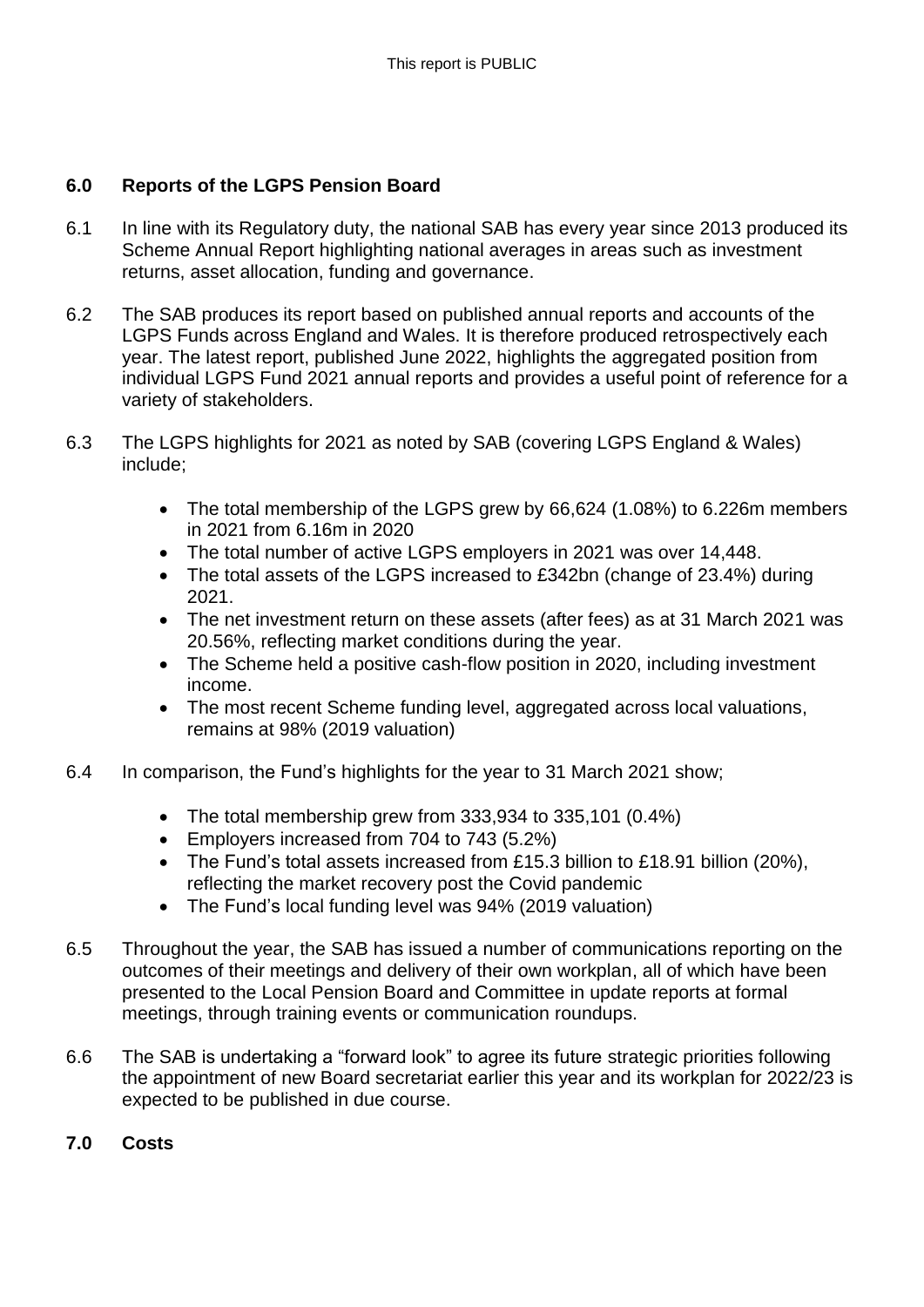## 6.0 Reports of the LGPS Pension Board

6.1 In line with its Regulatory duty, the national SAB has every year since 2013 produced its Scheme Annual Report highlighting national averages in areas such as investment returns, asset allocation, funding and governance.

6.2 The SAB produces its report based on published annual reports and accounts of the LGPS Funds across England and Wales. It is therefore produced retrospectively each year. The latest report, published June 2022, highlights the aggregated position from individual LGPS Fund 2021 annual reports and provides a useful point of reference for a variety of stakeholders.

6.3 The LGPS highlights for 2021 as noted by SAB (covering LGPS England & Wales) include;

- The total membership of the LGPS grew by 66,624 (1.08%) to 6.226m members in 2021 from 6.16m in 2020
- The total number of active LGPS employers in 2021 was over 14,448.
- The total assets of the LGPS increased to £342bn (change of 23.4%) during 2021.
- The net investment return on these assets (after fees) as at 31 March 2021 was 20.56%, reflecting market conditions during the year.
- The Scheme held a positive cash-flow position in 2020, including investment income.
- The most recent Scheme funding level, aggregated across local valuations, remains at 98% (2019 valuation)

6.4 In comparison, the Fund's highlights for the year to 31 March 2021 show;

- The total membership grew from 333,934 to 335,101 (0.4%)
- Employers increased from 704 to 743 (5.2%)
- The Fund's total assets increased from £15.3 billion to £18.91 billion (20%), reflecting the market recovery post the Covid pandemic
- The Fund's local funding level was 94% (2019 valuation)

6.5 Throughout the year, the SAB has issued a number of communications reporting on the outcomes of their meetings and delivery of their own workplan, all of which have been presented to the Local Pension Board and Committee in update reports at formal meetings, through training events or communication roundups.

6.6 The SAB is undertaking a "forward look" to agree its future strategic priorities following the appointment of new Board secretariat earlier this year and its workplan for 2022/23 is expected to be published in due course.

## 7.0 Costs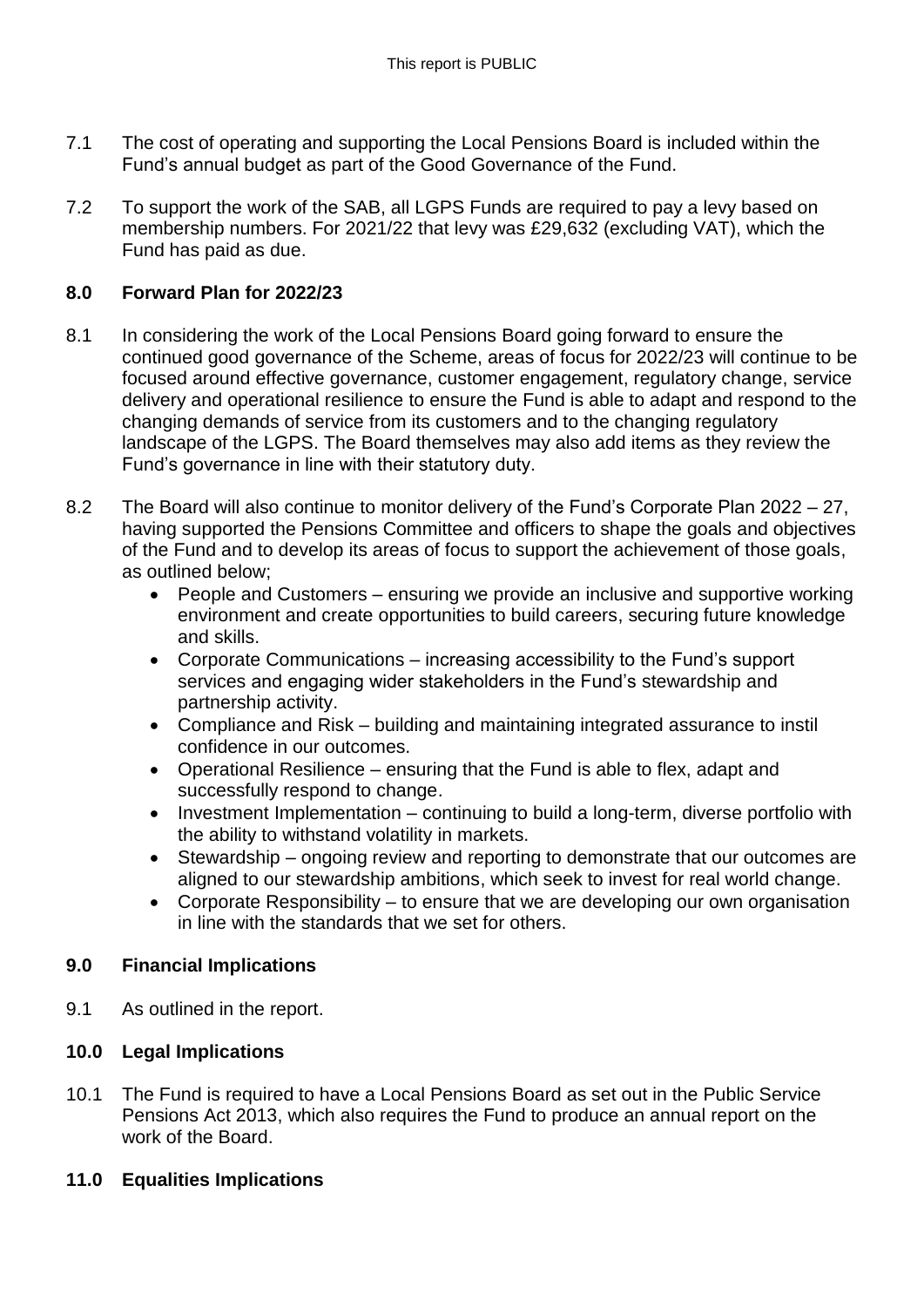7.1 The cost of operating and supporting the Local Pensions Board is included within the Fund's annual budget as part of the Good Governance of the Fund.

7.2 To support the work of the SAB, all LGPS Funds are required to pay a levy based on membership numbers. For 2021/22 that levy was £29,632 (excluding VAT), which the Fund has paid as due.

## 8.0 Forward Plan for 2022/23

8.1 In considering the work of the Local Pensions Board going forward to ensure the continued good governance of the Scheme, areas of focus for 2022/23 will continue to be focused around effective governance, customer engagement, regulatory change, service delivery and operational resilience to ensure the Fund is able to adapt and respond to the changing demands of service from its customers and to the changing regulatory landscape of the LGPS. The Board themselves may also add items as they review the Fund's governance in line with their statutory duty.

8.2 The Board will also continue to monitor delivery of the Fund's Corporate Plan 2022 – 27, having supported the Pensions Committee and officers to shape the goals and objectives of the Fund and to develop its areas of focus to support the achievement of those goals, as outlined below;

- People and Customers – ensuring we provide an inclusive and supportive working environment and create opportunities to build careers, securing future knowledge and skills.
- Corporate Communications – increasing accessibility to the Fund's support services and engaging wider stakeholders in the Fund's stewardship and partnership activity.
- Compliance and Risk – building and maintaining integrated assurance to instil confidence in our outcomes.
- Operational Resilience – ensuring that the Fund is able to flex, adapt and successfully respond to change.
- Investment Implementation – continuing to build a long-term, diverse portfolio with the ability to withstand volatility in markets.
- Stewardship – ongoing review and reporting to demonstrate that our outcomes are aligned to our stewardship ambitions, which seek to invest for real world change.
- Corporate Responsibility – to ensure that we are developing our own organisation in line with the standards that we set for others.

## 9.0 Financial Implications

9.1 As outlined in the report.

## 10.0 Legal Implications

10.1 The Fund is required to have a Local Pensions Board as set out in the Public Service Pensions Act 2013, which also requires the Fund to produce an annual report on the work of the Board.

## 11.0 Equalities Implications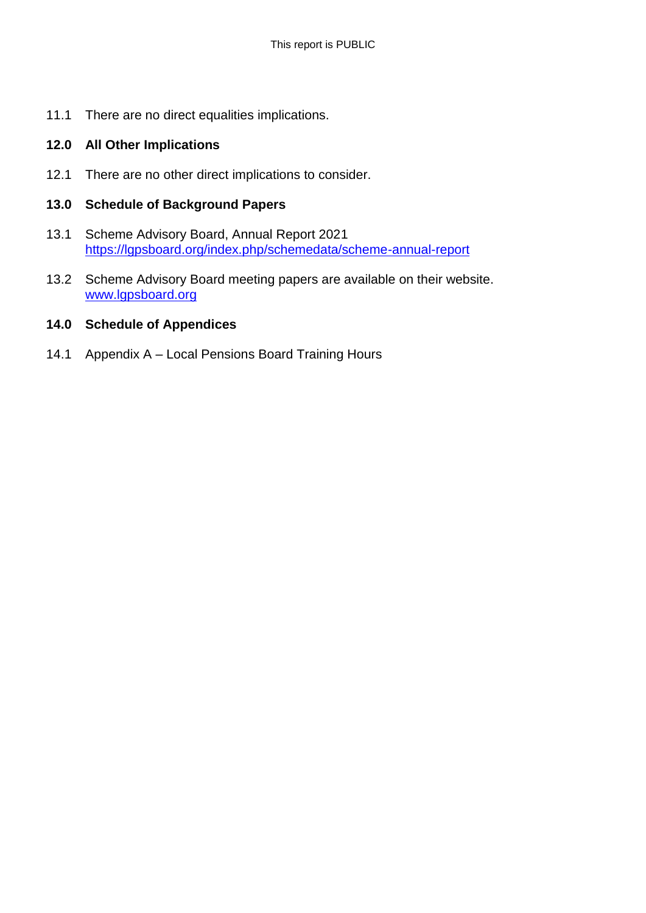11.1 There are no direct equalities implications.

## 12.0 All Other Implications

12.1 There are no other direct implications to consider.

## 13.0 Schedule of Background Papers

13.1 Scheme Advisory Board, Annual Report 2021
https://lgpsboard.org/index.php/schemedata/scheme-annual-report

13.2 Scheme Advisory Board meeting papers are available on their website.
www.lgpsboard.org

## 14.0 Schedule of Appendices

14.1 Appendix A – Local Pensions Board Training Hours